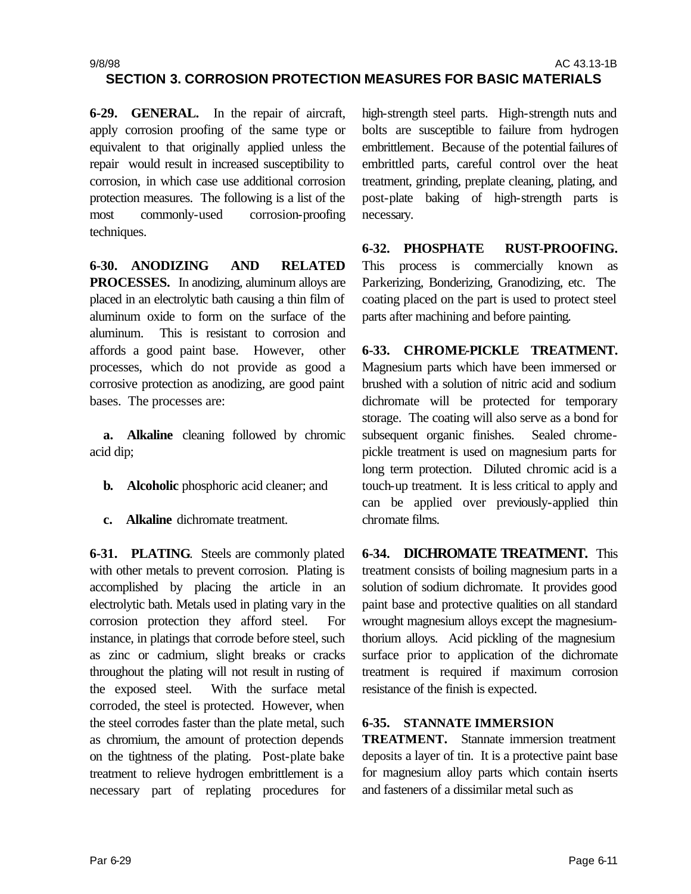## SECTION 3. CORROSION PROTECTION MEASURES FOR BASIC MATERIALS

**6-29. GENERAL.** In the repair of aircraft, apply corrosion proofing of the same type or equivalent to that originally applied unless the repair would result in increased susceptibility to corrosion, in which case use additional corrosion protection measures. The following is a list of the most commonly-used corrosion-proofing techniques.

**6-30. ANODIZING AND RELATED PROCESSES.** In anodizing, aluminum alloys are placed in an electrolytic bath causing a thin film of aluminum oxide to form on the surface of the aluminum. This is resistant to corrosion and affords a good paint base. However, other processes, which do not provide as good a corrosive protection as anodizing, are good paint bases. The processes are:

**a. Alkaline** cleaning followed by chromic acid dip;

**b. Alcoholic** phosphoric acid cleaner; and

**c. Alkaline** dichromate treatment.

**6-31. PLATING.** Steels are commonly plated with other metals to prevent corrosion. Plating is accomplished by placing the article in an electrolytic bath. Metals used in plating vary in the corrosion protection they afford steel. For instance, in platings that corrode before steel, such as zinc or cadmium, slight breaks or cracks throughout the plating will not result in rusting of the exposed steel. With the surface metal corroded, the steel is protected. However, when the steel corrodes faster than the plate metal, such as chromium, the amount of protection depends on the tightness of the plating. Post-plate bake treatment to relieve hydrogen embrittlement is a necessary part of replating procedures for high-strength steel parts. High-strength nuts and bolts are susceptible to failure from hydrogen embrittlement. Because of the potential failures of embrittled parts, careful control over the heat treatment, grinding, preplate cleaning, plating, and post-plate baking of high-strength parts is necessary.

**6-32. PHOSPHATE RUST-PROOFING.** This process is commercially known as Parkerizing, Bonderizing, Granodizing, etc. The coating placed on the part is used to protect steel parts after machining and before painting.

**6-33. CHROME-PICKLE TREATMENT.** Magnesium parts which have been immersed or brushed with a solution of nitric acid and sodium dichromate will be protected for temporary storage. The coating will also serve as a bond for subsequent organic finishes. Sealed chrome-pickle treatment is used on magnesium parts for long term protection. Diluted chromic acid is a touch-up treatment. It is less critical to apply and can be applied over previously-applied thin chromate films.

**6-34. DICHROMATE TREATMENT.** This treatment consists of boiling magnesium parts in a solution of sodium dichromate. It provides good paint base and protective qualities on all standard wrought magnesium alloys except the magnesium-thorium alloys. Acid pickling of the magnesium surface prior to application of the dichromate treatment is required if maximum corrosion resistance of the finish is expected.

**6-35. STANNATE IMMERSION TREATMENT.** Stannate immersion treatment deposits a layer of tin. It is a protective paint base for magnesium alloy parts which contain inserts and fasteners of a dissimilar metal such as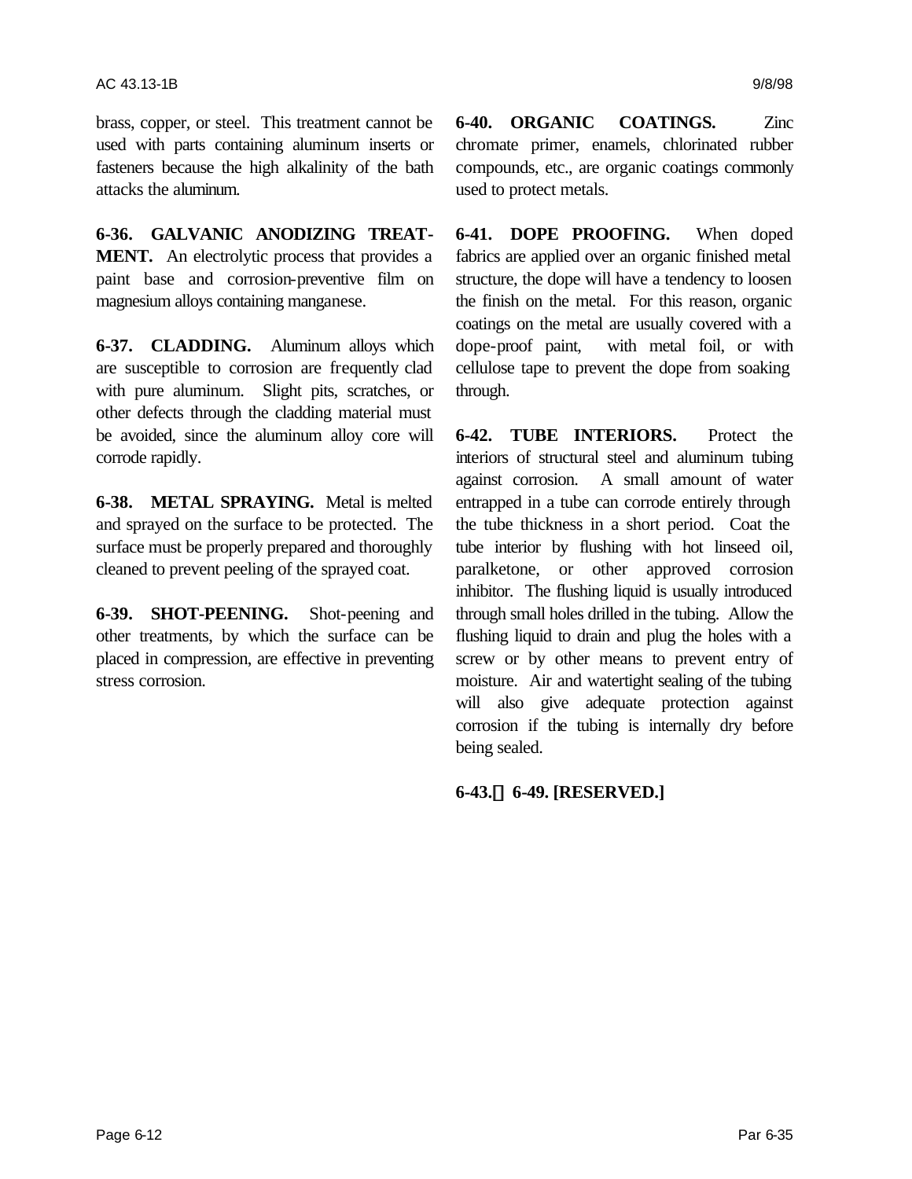brass, copper, or steel. This treatment cannot be used with parts containing aluminum inserts or fasteners because the high alkalinity of the bath attacks the aluminum.

**6-36. GALVANIC ANODIZING TREATMENT.** An electrolytic process that provides a paint base and corrosion-preventive film on magnesium alloys containing manganese.

**6-37. CLADDING.** Aluminum alloys which are susceptible to corrosion are frequently clad with pure aluminum. Slight pits, scratches, or other defects through the cladding material must be avoided, since the aluminum alloy core will corrode rapidly.

**6-38. METAL SPRAYING.** Metal is melted and sprayed on the surface to be protected. The surface must be properly prepared and thoroughly cleaned to prevent peeling of the sprayed coat.

**6-39. SHOT-PEENING.** Shot-peening and other treatments, by which the surface can be placed in compression, are effective in preventing stress corrosion.

**6-40. ORGANIC COATINGS.** Zinc chromate primer, enamels, chlorinated rubber compounds, etc., are organic coatings commonly used to protect metals.

**6-41. DOPE PROOFING.** When doped fabrics are applied over an organic finished metal structure, the dope will have a tendency to loosen the finish on the metal. For this reason, organic coatings on the metal are usually covered with a dope-proof paint, with metal foil, or with cellulose tape to prevent the dope from soaking through.

**6-42. TUBE INTERIORS.** Protect the interiors of structural steel and aluminum tubing against corrosion. A small amount of water entrapped in a tube can corrode entirely through the tube thickness in a short period. Coat the tube interior by flushing with hot linseed oil, paralketone, or other approved corrosion inhibitor. The flushing liquid is usually introduced through small holes drilled in the tubing. Allow the flushing liquid to drain and plug the holes with a screw or by other means to prevent entry of moisture. Air and watertight sealing of the tubing will also give adequate protection against corrosion if the tubing is internally dry before being sealed.

**6-43.–6-49. [RESERVED.]**